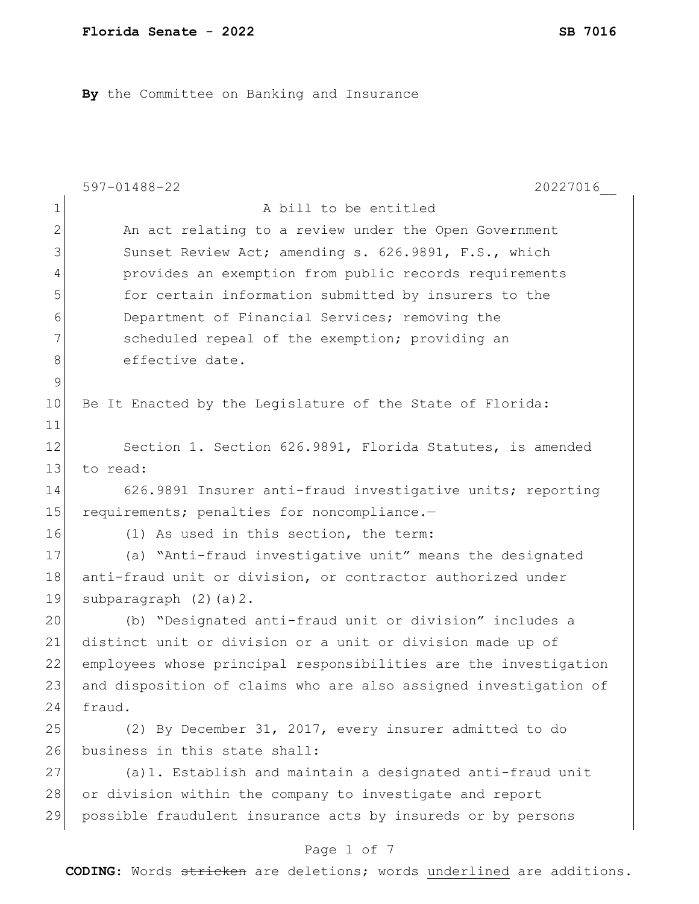**Florida Senate - 2022** **SB 7016**

**By** the Committee on Banking and Insurance

597-01488-22 20227016__

A bill to be entitled

An act relating to a review under the Open Government Sunset Review Act; amending s. 626.9891, F.S., which provides an exemption from public records requirements for certain information submitted by insurers to the Department of Financial Services; removing the scheduled repeal of the exemption; providing an effective date.

Be It Enacted by the Legislature of the State of Florida:

Section 1. Section 626.9891, Florida Statutes, is amended to read:

626.9891 Insurer anti-fraud investigative units; reporting requirements; penalties for noncompliance.—

(1) As used in this section, the term:

(a) "Anti-fraud investigative unit" means the designated anti-fraud unit or division, or contractor authorized under subparagraph (2)(a)2.

(b) "Designated anti-fraud unit or division" includes a distinct unit or division or a unit or division made up of employees whose principal responsibilities are the investigation and disposition of claims who are also assigned investigation of fraud.

(2) By December 31, 2017, every insurer admitted to do business in this state shall:

(a)1. Establish and maintain a designated anti-fraud unit or division within the company to investigate and report possible fraudulent insurance acts by insureds or by persons

**CODING:** Words ~~stricken~~ are deletions; words underlined are additions.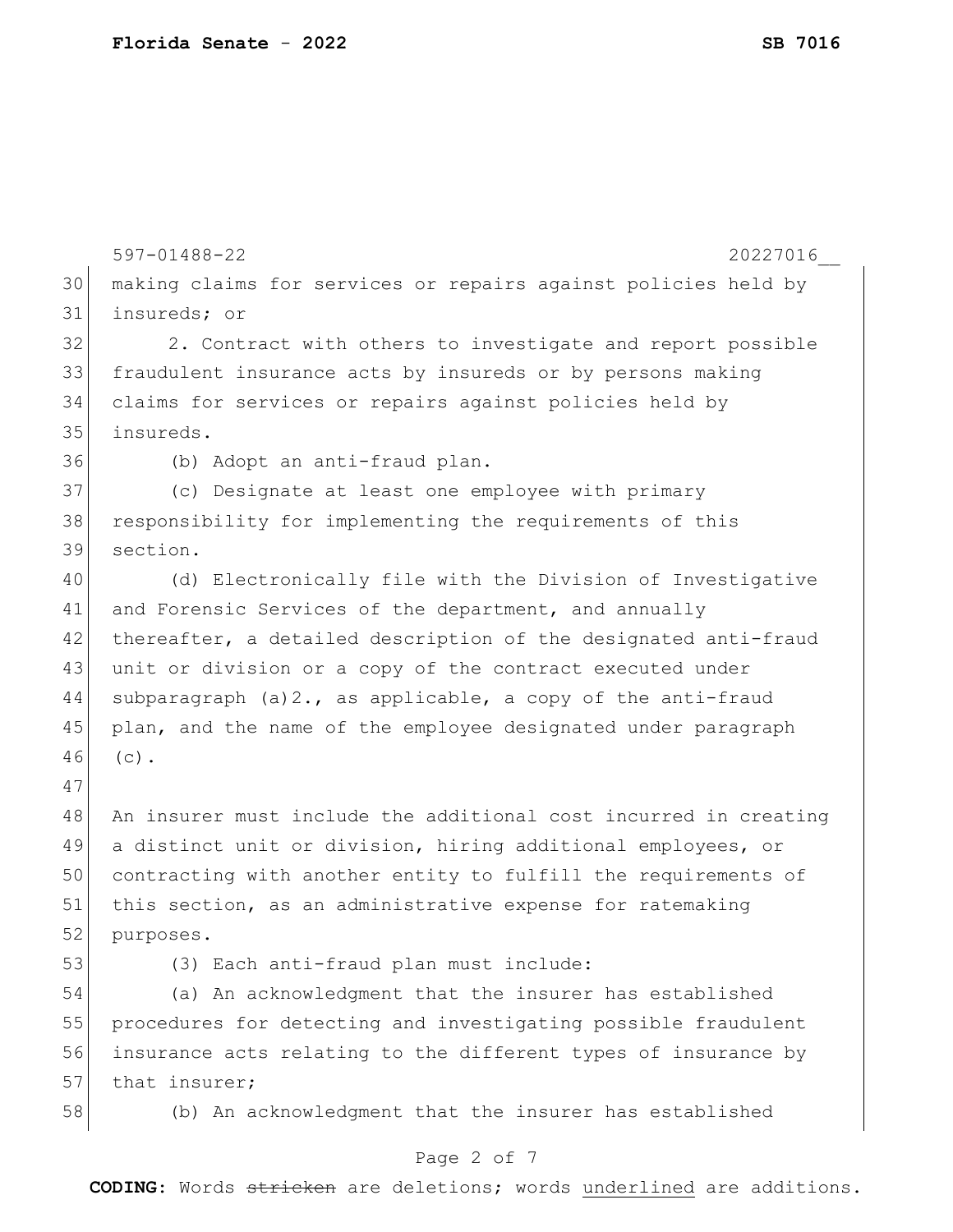making claims for services or repairs against policies held by insureds; or

2. Contract with others to investigate and report possible fraudulent insurance acts by insureds or by persons making claims for services or repairs against policies held by insureds.

(b) Adopt an anti-fraud plan.

(c) Designate at least one employee with primary responsibility for implementing the requirements of this section.

(d) Electronically file with the Division of Investigative and Forensic Services of the department, and annually thereafter, a detailed description of the designated anti-fraud unit or division or a copy of the contract executed under subparagraph (a)2., as applicable, a copy of the anti-fraud plan, and the name of the employee designated under paragraph (c).

An insurer must include the additional cost incurred in creating a distinct unit or division, hiring additional employees, or contracting with another entity to fulfill the requirements of this section, as an administrative expense for ratemaking purposes.

(3) Each anti-fraud plan must include:

(a) An acknowledgment that the insurer has established procedures for detecting and investigating possible fraudulent insurance acts relating to the different types of insurance by that insurer;

(b) An acknowledgment that the insurer has established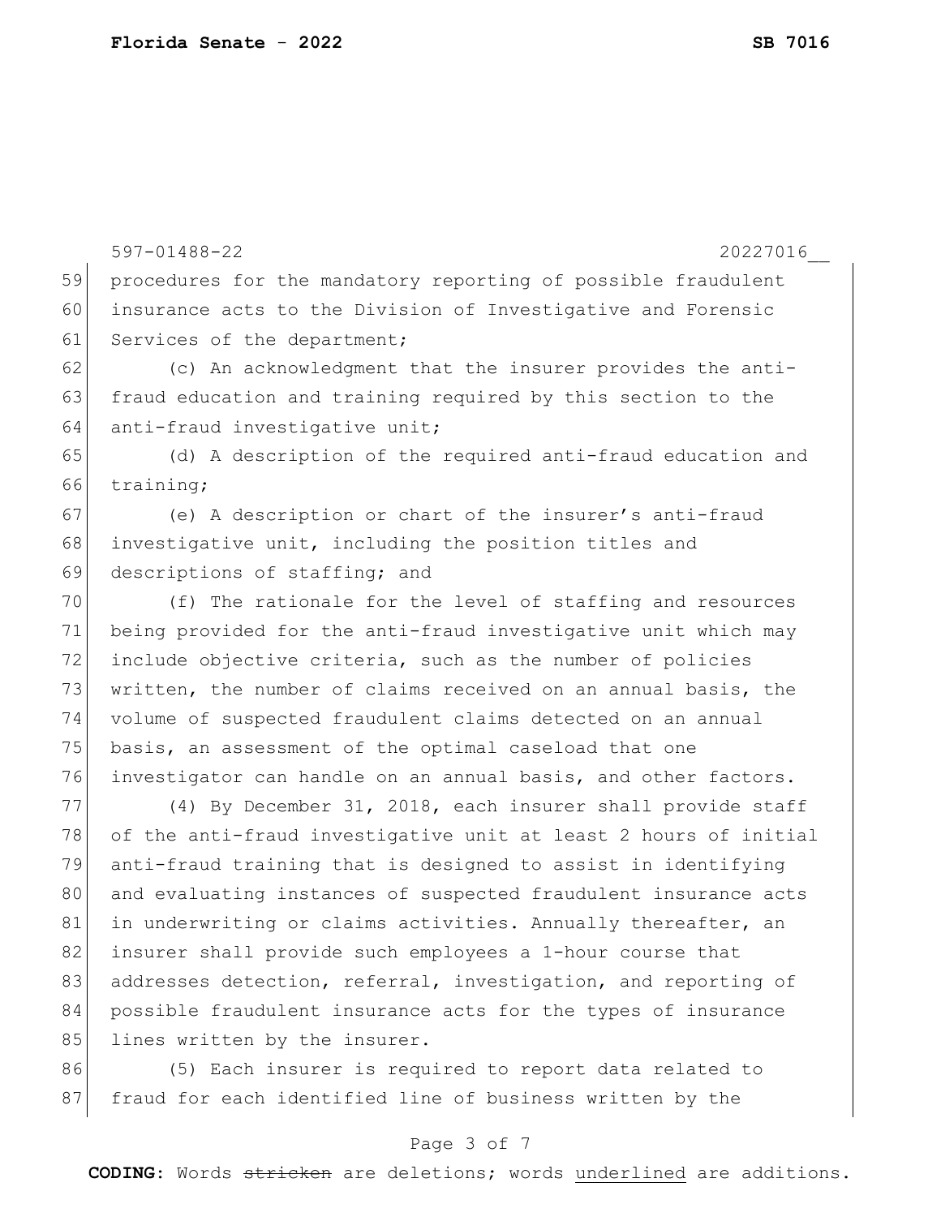procedures for the mandatory reporting of possible fraudulent insurance acts to the Division of Investigative and Forensic Services of the department;

(c) An acknowledgment that the insurer provides the anti-fraud education and training required by this section to the anti-fraud investigative unit;

(d) A description of the required anti-fraud education and training;

(e) A description or chart of the insurer's anti-fraud investigative unit, including the position titles and descriptions of staffing; and

(f) The rationale for the level of staffing and resources being provided for the anti-fraud investigative unit which may include objective criteria, such as the number of policies written, the number of claims received on an annual basis, the volume of suspected fraudulent claims detected on an annual basis, an assessment of the optimal caseload that one investigator can handle on an annual basis, and other factors.

(4) By December 31, 2018, each insurer shall provide staff of the anti-fraud investigative unit at least 2 hours of initial anti-fraud training that is designed to assist in identifying and evaluating instances of suspected fraudulent insurance acts in underwriting or claims activities. Annually thereafter, an insurer shall provide such employees a 1-hour course that addresses detection, referral, investigation, and reporting of possible fraudulent insurance acts for the types of insurance lines written by the insurer.

(5) Each insurer is required to report data related to fraud for each identified line of business written by the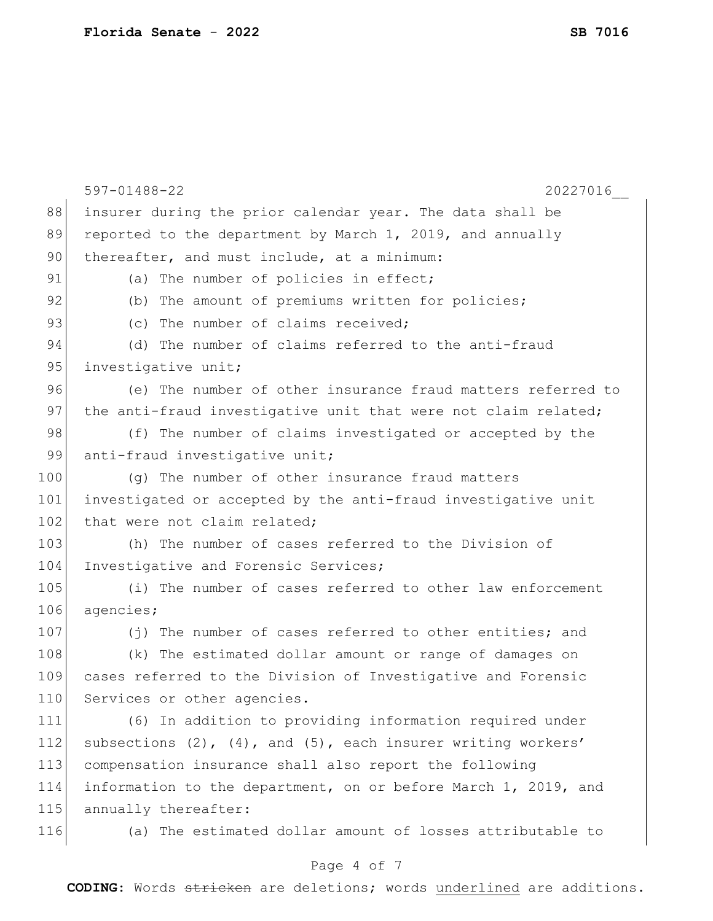insurer during the prior calendar year. The data shall be reported to the department by March 1, 2019, and annually thereafter, and must include, at a minimum:

(a) The number of policies in effect;

(b) The amount of premiums written for policies;

(c) The number of claims received;

(d) The number of claims referred to the anti-fraud investigative unit;

(e) The number of other insurance fraud matters referred to the anti-fraud investigative unit that were not claim related;

(f) The number of claims investigated or accepted by the anti-fraud investigative unit;

(g) The number of other insurance fraud matters investigated or accepted by the anti-fraud investigative unit that were not claim related;

(h) The number of cases referred to the Division of Investigative and Forensic Services;

(i) The number of cases referred to other law enforcement agencies;

(j) The number of cases referred to other entities; and

(k) The estimated dollar amount or range of damages on cases referred to the Division of Investigative and Forensic Services or other agencies.

(6) In addition to providing information required under subsections (2), (4), and (5), each insurer writing workers' compensation insurance shall also report the following information to the department, on or before March 1, 2019, and annually thereafter:

(a) The estimated dollar amount of losses attributable to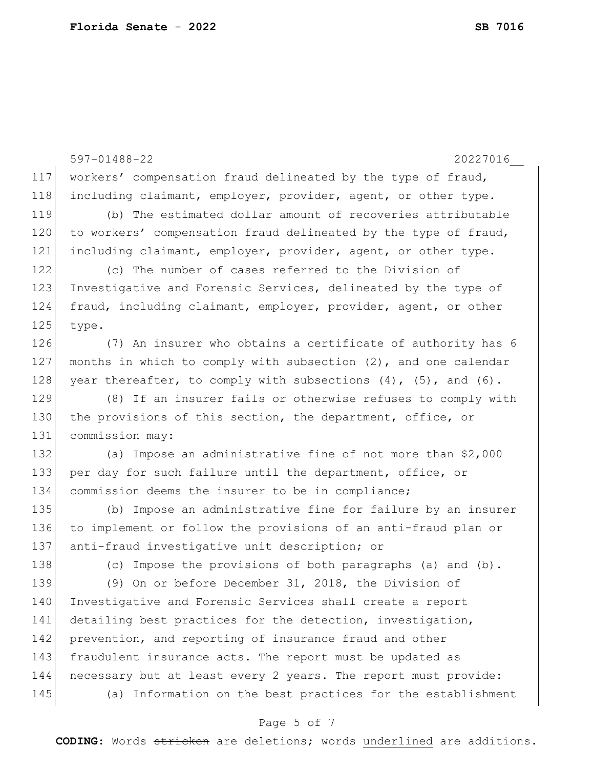workers' compensation fraud delineated by the type of fraud, including claimant, employer, provider, agent, or other type.

(b) The estimated dollar amount of recoveries attributable to workers' compensation fraud delineated by the type of fraud, including claimant, employer, provider, agent, or other type.

(c) The number of cases referred to the Division of Investigative and Forensic Services, delineated by the type of fraud, including claimant, employer, provider, agent, or other type.

(7) An insurer who obtains a certificate of authority has 6 months in which to comply with subsection (2), and one calendar year thereafter, to comply with subsections (4), (5), and (6).

(8) If an insurer fails or otherwise refuses to comply with the provisions of this section, the department, office, or commission may:

(a) Impose an administrative fine of not more than $2,000 per day for such failure until the department, office, or commission deems the insurer to be in compliance;

(b) Impose an administrative fine for failure by an insurer to implement or follow the provisions of an anti-fraud plan or anti-fraud investigative unit description; or

(c) Impose the provisions of both paragraphs (a) and (b).

(9) On or before December 31, 2018, the Division of Investigative and Forensic Services shall create a report detailing best practices for the detection, investigation, prevention, and reporting of insurance fraud and other fraudulent insurance acts. The report must be updated as necessary but at least every 2 years. The report must provide:

(a) Information on the best practices for the establishment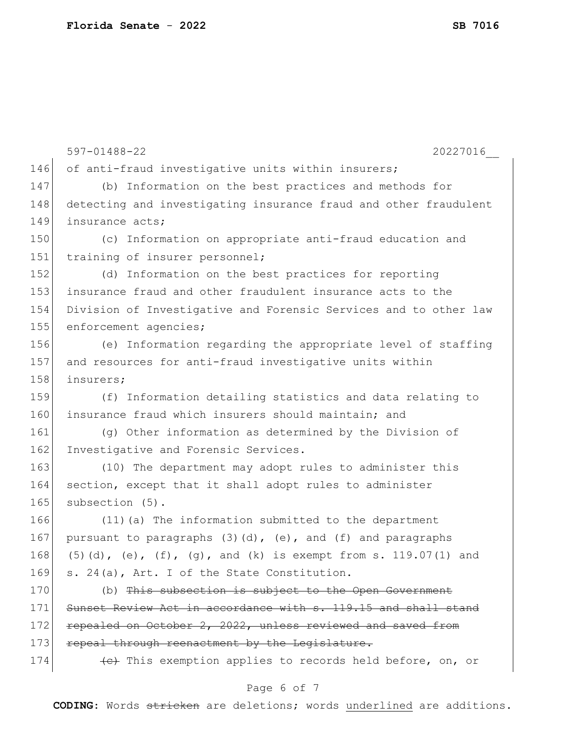597-01488-22 20227016__

146 of anti-fraud investigative units within insurers;

147 (b) Information on the best practices and methods for
148 detecting and investigating insurance fraud and other fraudulent
149 insurance acts;

150 (c) Information on appropriate anti-fraud education and
151 training of insurer personnel;

152 (d) Information on the best practices for reporting
153 insurance fraud and other fraudulent insurance acts to the
154 Division of Investigative and Forensic Services and to other law
155 enforcement agencies;

156 (e) Information regarding the appropriate level of staffing
157 and resources for anti-fraud investigative units within
158 insurers;

159 (f) Information detailing statistics and data relating to
160 insurance fraud which insurers should maintain; and

161 (g) Other information as determined by the Division of
162 Investigative and Forensic Services.

163 (10) The department may adopt rules to administer this
164 section, except that it shall adopt rules to administer
165 subsection (5).

166 (11)(a) The information submitted to the department
167 pursuant to paragraphs (3)(d), (e), and (f) and paragraphs
168 (5)(d), (e), (f), (g), and (k) is exempt from s. 119.07(1) and
169 s. 24(a), Art. I of the State Constitution.

170 (b) ~~This subsection is subject to the Open Government~~
171 ~~Sunset Review Act in accordance with s. 119.15 and shall stand~~
172 ~~repealed on October 2, 2022, unless reviewed and saved from~~
173 ~~repeal through reenactment by the Legislature.~~

174 ~~(c)~~ This exemption applies to records held before, on, or

**CODING:** Words ~~stricken~~ are deletions; words underlined are additions.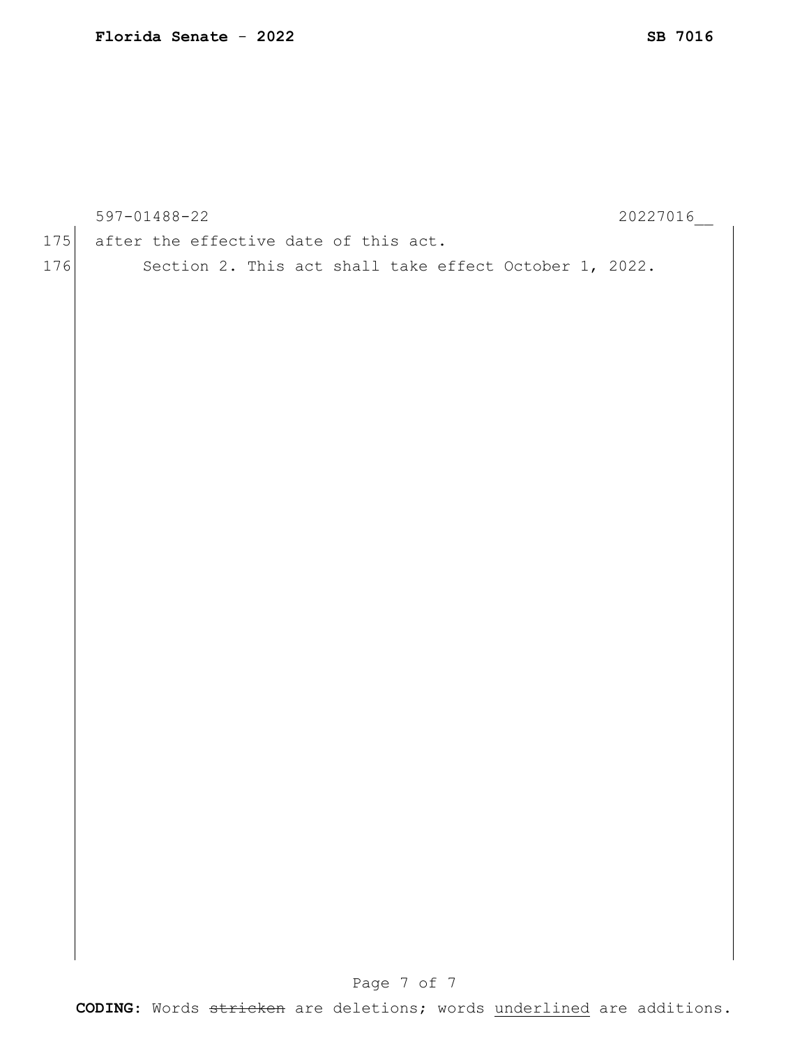597-01488-22 20227016__

175 after the effective date of this act.

176 Section 2. This act shall take effect October 1, 2022.

**CODING:** Words ~~stricken~~ are deletions; words <u>underlined</u> are additions.